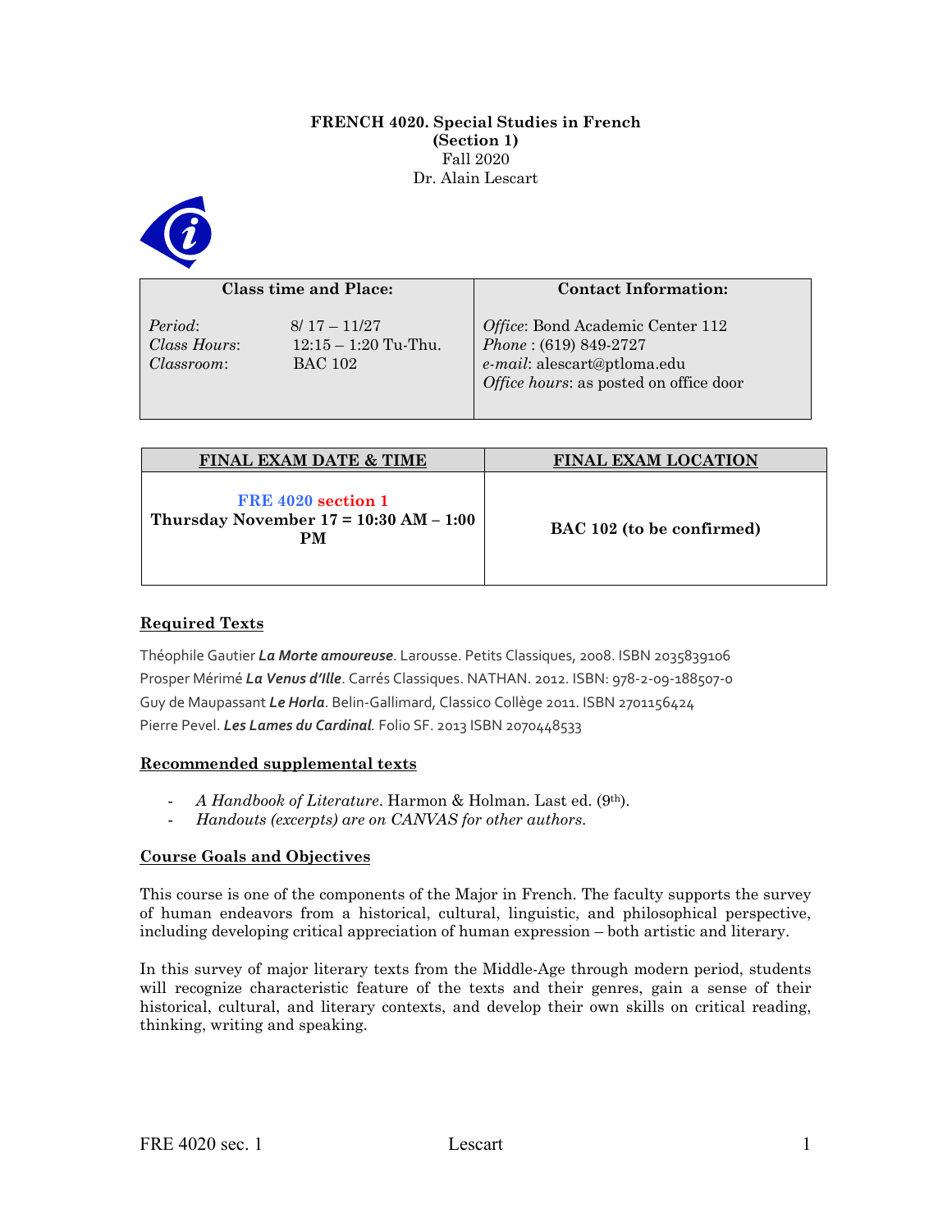**FRENCH 4020. Special Studies in French**
**(Section 1)**
Fall 2020
Dr. Alain Lescart

| Class time and Place: | Contact Information: |
| --- | --- |
| *Period*: 8/ 17 – 11/27<br>*Class Hours*: 12:15 – 1:20 Tu-Thu.<br>*Classroom*: BAC 102 | *Office*: Bond Academic Center 112<br>*Phone* : (619) 849-2727<br>*e-mail*: alescart@ptloma.edu<br>*Office hours*: as posted on office door |

| FINAL EXAM DATE & TIME | FINAL EXAM LOCATION |
| --- | --- |
| **FRE 4020 section 1**<br>**Thursday November 17 = 10:30 AM – 1:00 PM** | **BAC 102 (to be confirmed)** |

## Required Texts

Théophile Gautier ***La Morte amoureuse***. Larousse. Petits Classiques, 2008. ISBN 2035839106
Prosper Mérimé ***La Venus d'Ille***. Carrés Classiques. NATHAN. 2012. ISBN: 978-2-09-188507-0
Guy de Maupassant ***Le Horla***. Belin-Gallimard, Classico Collège 2011. ISBN 2701156424
Pierre Pevel. ***Les Lames du Cardinal.*** Folio SF. 2013 ISBN 2070448533

## Recommended supplemental texts

- *A Handbook of Literature*. Harmon & Holman. Last ed. (9th).
- *Handouts (excerpts) are on CANVAS for other authors.*

## Course Goals and Objectives

This course is one of the components of the Major in French. The faculty supports the survey of human endeavors from a historical, cultural, linguistic, and philosophical perspective, including developing critical appreciation of human expression – both artistic and literary.

In this survey of major literary texts from the Middle-Age through modern period, students will recognize characteristic feature of the texts and their genres, gain a sense of their historical, cultural, and literary contexts, and develop their own skills on critical reading, thinking, writing and speaking.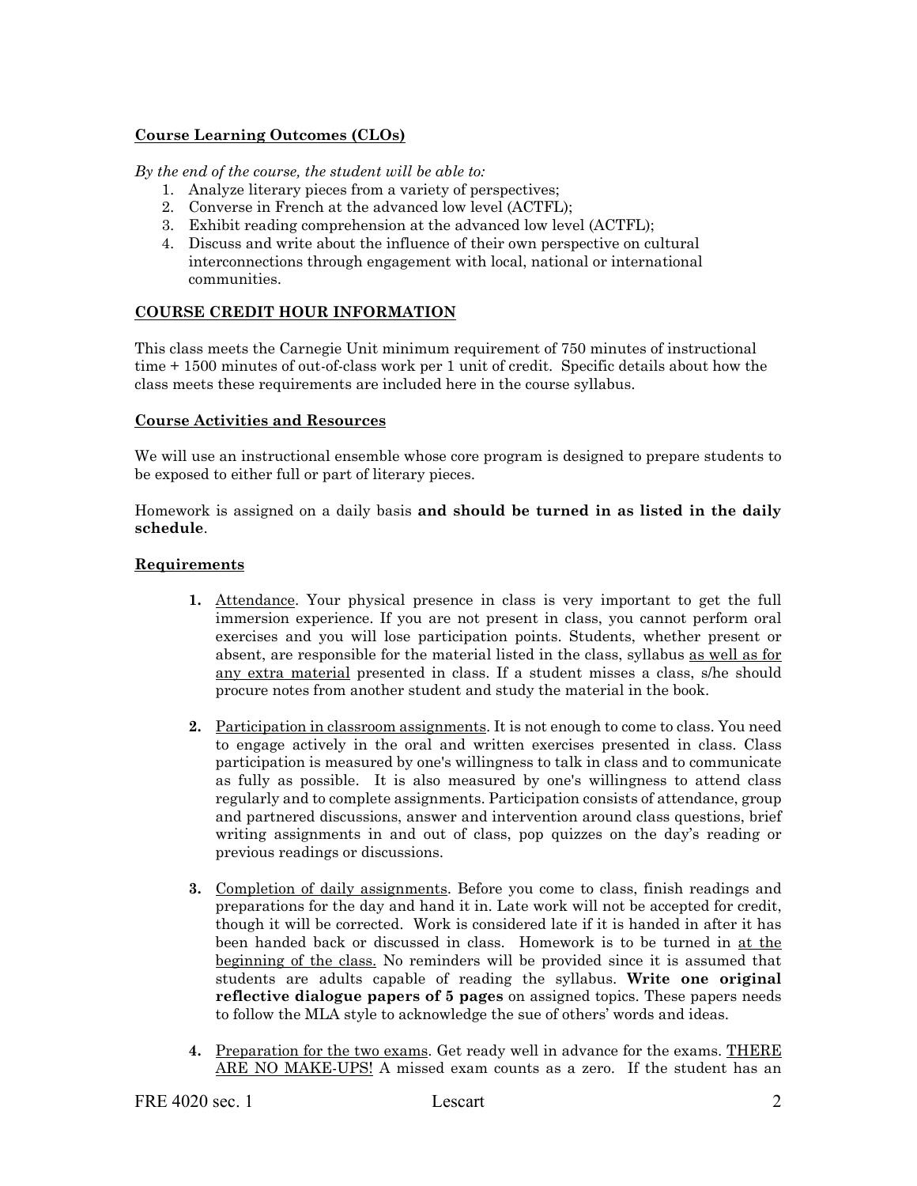**Course Learning Outcomes (CLOs)**

*By the end of the course, the student will be able to:*

1. Analyze literary pieces from a variety of perspectives;
2. Converse in French at the advanced low level (ACTFL);
3. Exhibit reading comprehension at the advanced low level (ACTFL);
4. Discuss and write about the influence of their own perspective on cultural interconnections through engagement with local, national or international communities.

**COURSE CREDIT HOUR INFORMATION**

This class meets the Carnegie Unit minimum requirement of 750 minutes of instructional time + 1500 minutes of out-of-class work per 1 unit of credit. Specific details about how the class meets these requirements are included here in the course syllabus.

**Course Activities and Resources**

We will use an instructional ensemble whose core program is designed to prepare students to be exposed to either full or part of literary pieces.

Homework is assigned on a daily basis **and should be turned in as listed in the daily schedule**.

**Requirements**

1. Attendance. Your physical presence in class is very important to get the full immersion experience. If you are not present in class, you cannot perform oral exercises and you will lose participation points. Students, whether present or absent, are responsible for the material listed in the class, syllabus as well as for any extra material presented in class. If a student misses a class, s/he should procure notes from another student and study the material in the book.

2. Participation in classroom assignments. It is not enough to come to class. You need to engage actively in the oral and written exercises presented in class. Class participation is measured by one's willingness to talk in class and to communicate as fully as possible. It is also measured by one's willingness to attend class regularly and to complete assignments. Participation consists of attendance, group and partnered discussions, answer and intervention around class questions, brief writing assignments in and out of class, pop quizzes on the day's reading or previous readings or discussions.

3. Completion of daily assignments. Before you come to class, finish readings and preparations for the day and hand it in. Late work will not be accepted for credit, though it will be corrected. Work is considered late if it is handed in after it has been handed back or discussed in class. Homework is to be turned in at the beginning of the class. No reminders will be provided since it is assumed that students are adults capable of reading the syllabus. **Write one original reflective dialogue papers of 5 pages** on assigned topics. These papers needs to follow the MLA style to acknowledge the sue of others' words and ideas.

4. Preparation for the two exams. Get ready well in advance for the exams. THERE ARE NO MAKE-UPS! A missed exam counts as a zero. If the student has an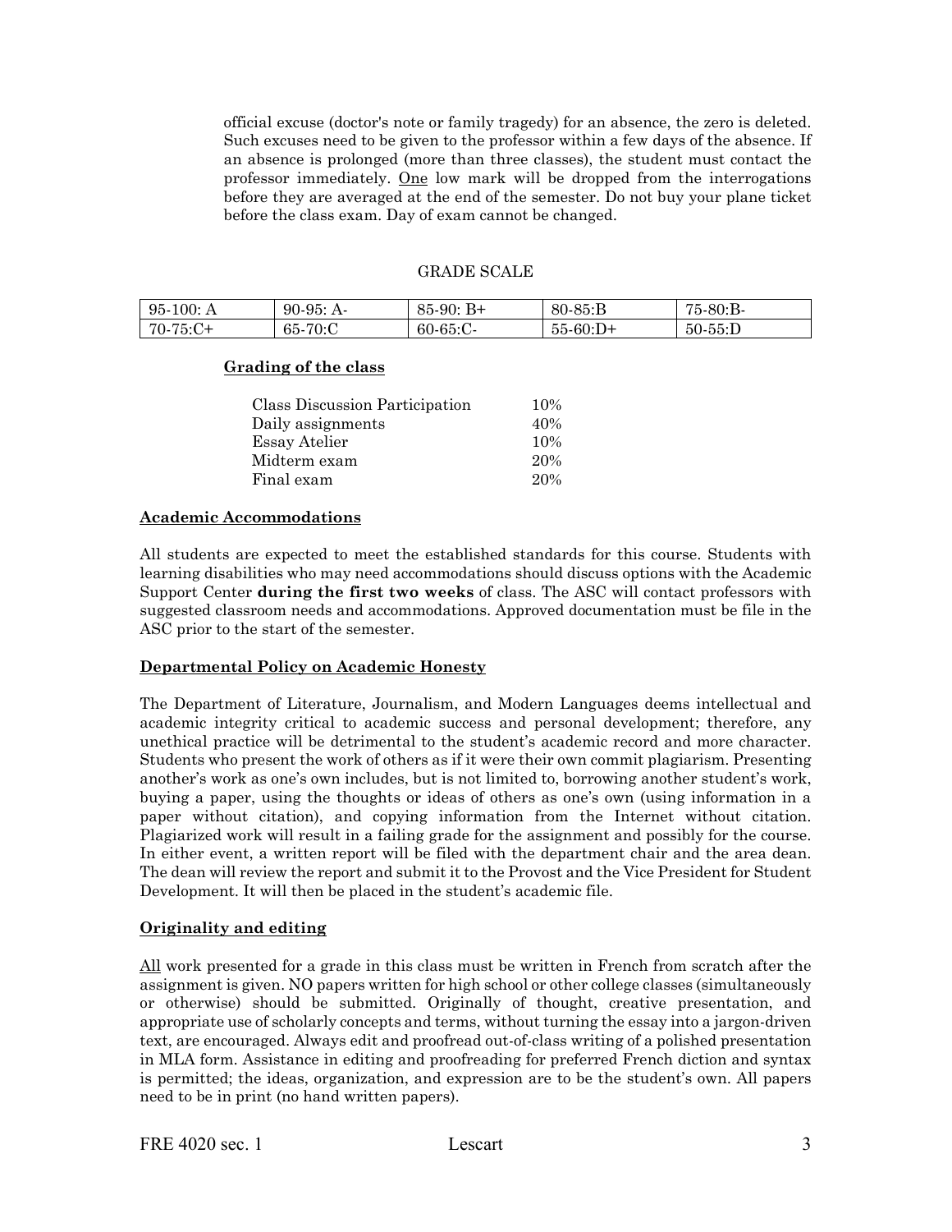official excuse (doctor's note or family tragedy) for an absence, the zero is deleted. Such excuses need to be given to the professor within a few days of the absence. If an absence is prolonged (more than three classes), the student must contact the professor immediately. One low mark will be dropped from the interrogations before they are averaged at the end of the semester. Do not buy your plane ticket before the class exam. Day of exam cannot be changed.

GRADE SCALE

| 95-100: A | 90-95: A- | 85-90: B+ | 80-85:B | 75-80:B- |
|---|---|---|---|---|
| 70-75:C+ | 65-70:C | 60-65:C- | 55-60:D+ | 50-55:D |

**Grading of the class**

| | |
|---|---|
| Class Discussion Participation | 10% |
| Daily assignments | 40% |
| Essay Atelier | 10% |
| Midterm exam | 20% |
| Final exam | 20% |

**Academic Accommodations**

All students are expected to meet the established standards for this course. Students with learning disabilities who may need accommodations should discuss options with the Academic Support Center **during the first two weeks** of class. The ASC will contact professors with suggested classroom needs and accommodations. Approved documentation must be file in the ASC prior to the start of the semester.

**Departmental Policy on Academic Honesty**

The Department of Literature, Journalism, and Modern Languages deems intellectual and academic integrity critical to academic success and personal development; therefore, any unethical practice will be detrimental to the student's academic record and more character. Students who present the work of others as if it were their own commit plagiarism. Presenting another's work as one's own includes, but is not limited to, borrowing another student's work, buying a paper, using the thoughts or ideas of others as one's own (using information in a paper without citation), and copying information from the Internet without citation. Plagiarized work will result in a failing grade for the assignment and possibly for the course. In either event, a written report will be filed with the department chair and the area dean. The dean will review the report and submit it to the Provost and the Vice President for Student Development. It will then be placed in the student's academic file.

**Originality and editing**

All work presented for a grade in this class must be written in French from scratch after the assignment is given. NO papers written for high school or other college classes (simultaneously or otherwise) should be submitted. Originally of thought, creative presentation, and appropriate use of scholarly concepts and terms, without turning the essay into a jargon-driven text, are encouraged. Always edit and proofread out-of-class writing of a polished presentation in MLA form. Assistance in editing and proofreading for preferred French diction and syntax is permitted; the ideas, organization, and expression are to be the student's own. All papers need to be in print (no hand written papers).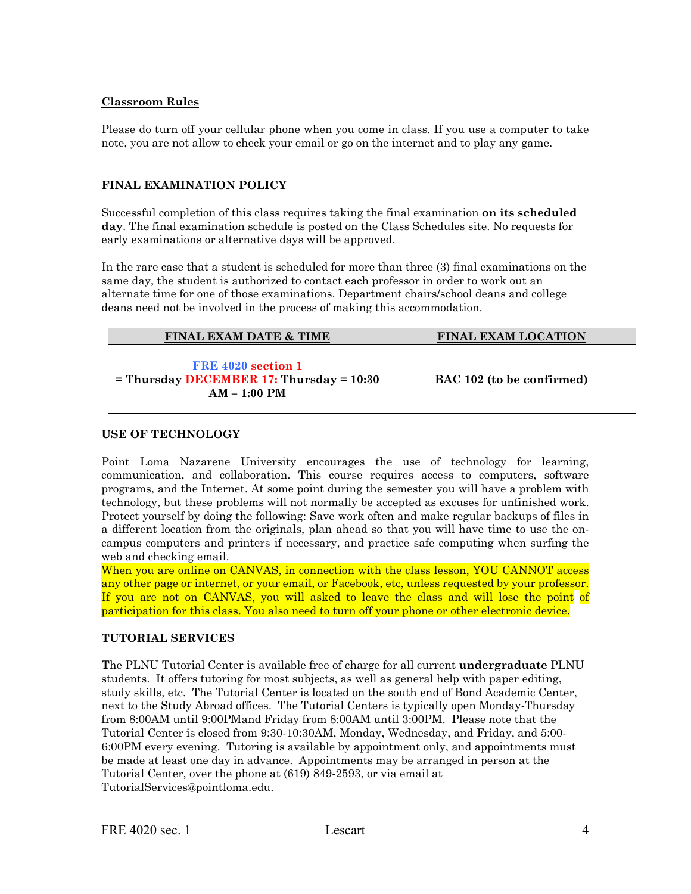## Classroom Rules

Please do turn off your cellular phone when you come in class. If you use a computer to take note, you are not allow to check your email or go on the internet and to play any game.

### FINAL EXAMINATION POLICY

Successful completion of this class requires taking the final examination **on its scheduled day**. The final examination schedule is posted on the Class Schedules site. No requests for early examinations or alternative days will be approved.

In the rare case that a student is scheduled for more than three (3) final examinations on the same day, the student is authorized to contact each professor in order to work out an alternate time for one of those examinations. Department chairs/school deans and college deans need not be involved in the process of making this accommodation.

| FINAL EXAM DATE & TIME | FINAL EXAM LOCATION |
| --- | --- |
| **FRE 4020 section 1 = Thursday DECEMBER 17: Thursday = 10:30 AM – 1:00 PM** | **BAC 102 (to be confirmed)** |

### USE OF TECHNOLOGY

Point Loma Nazarene University encourages the use of technology for learning, communication, and collaboration. This course requires access to computers, software programs, and the Internet. At some point during the semester you will have a problem with technology, but these problems will not normally be accepted as excuses for unfinished work. Protect yourself by doing the following: Save work often and make regular backups of files in a different location from the originals, plan ahead so that you will have time to use the on-campus computers and printers if necessary, and practice safe computing when surfing the web and checking email.
When you are online on CANVAS, in connection with the class lesson, YOU CANNOT access any other page or internet, or your email, or Facebook, etc, unless requested by your professor. If you are not on CANVAS, you will asked to leave the class and will lose the point of participation for this class. You also need to turn off your phone or other electronic device.

### TUTORIAL SERVICES

**T**he PLNU Tutorial Center is available free of charge for all current **undergraduate** PLNU students. It offers tutoring for most subjects, as well as general help with paper editing, study skills, etc. The Tutorial Center is located on the south end of Bond Academic Center, next to the Study Abroad offices. The Tutorial Centers is typically open Monday-Thursday from 8:00AM until 9:00PMand Friday from 8:00AM until 3:00PM. Please note that the Tutorial Center is closed from 9:30-10:30AM, Monday, Wednesday, and Friday, and 5:00-6:00PM every evening. Tutoring is available by appointment only, and appointments must be made at least one day in advance. Appointments may be arranged in person at the Tutorial Center, over the phone at (619) 849-2593, or via email at TutorialServices@pointloma.edu.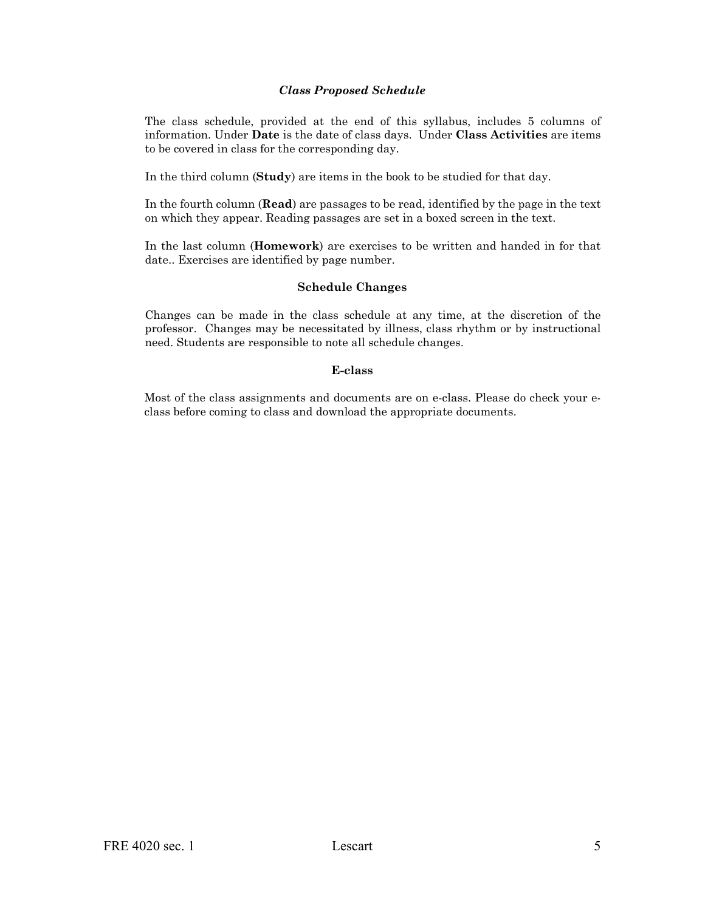### ***Class Proposed Schedule***

The class schedule, provided at the end of this syllabus, includes 5 columns of information. Under **Date** is the date of class days. Under **Class Activities** are items to be covered in class for the corresponding day.

In the third column (**Study**) are items in the book to be studied for that day.

In the fourth column (**Read**) are passages to be read, identified by the page in the text on which they appear. Reading passages are set in a boxed screen in the text.

In the last column (**Homework**) are exercises to be written and handed in for that date.. Exercises are identified by page number.

### **Schedule Changes**

Changes can be made in the class schedule at any time, at the discretion of the professor. Changes may be necessitated by illness, class rhythm or by instructional need. Students are responsible to note all schedule changes.

### **E-class**

Most of the class assignments and documents are on e-class. Please do check your e-class before coming to class and download the appropriate documents.